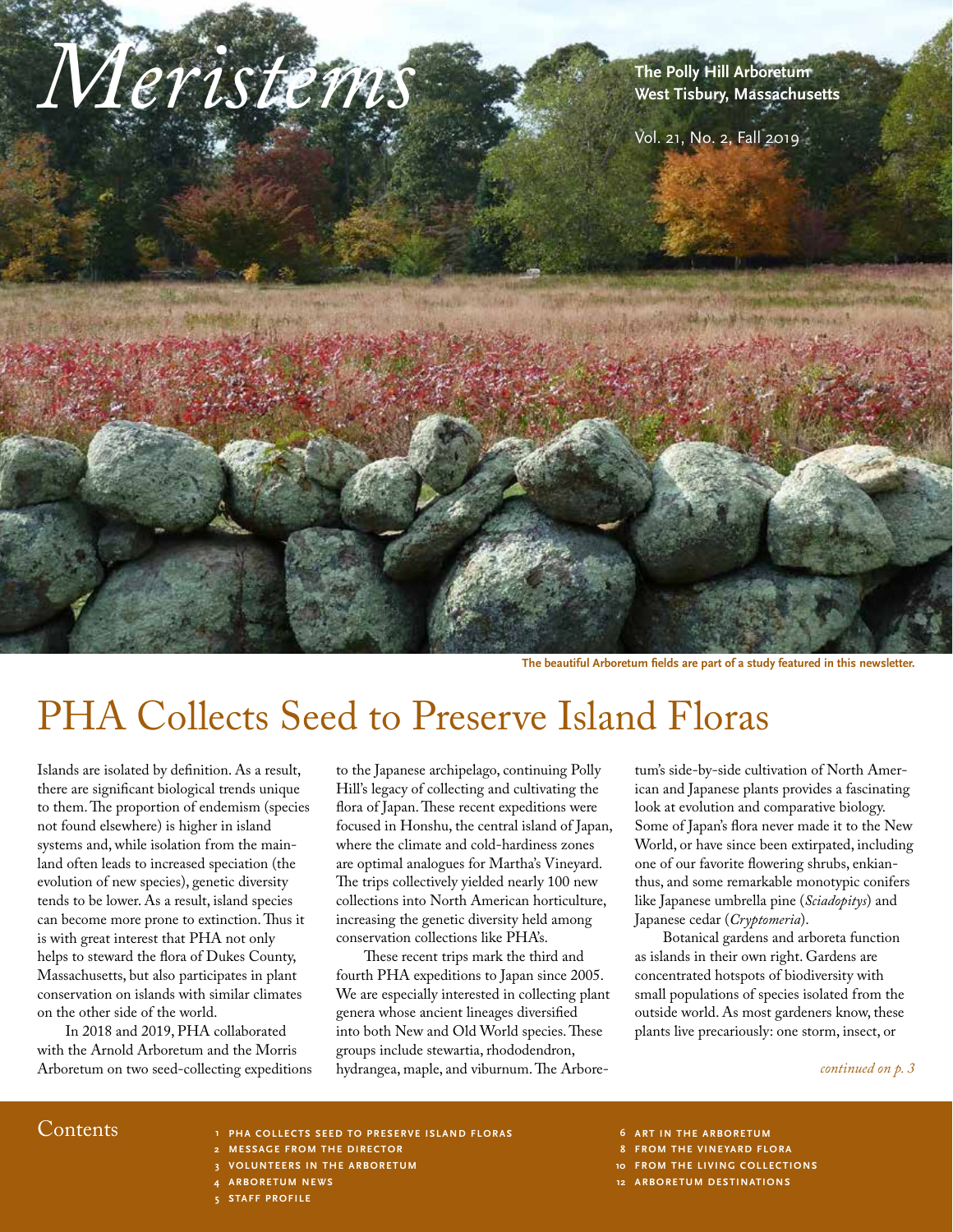# *Meristems*

**The Polly Hill Arboretum**
**West Tisbury, Massachusetts**

Vol. 21, No. 2, Fall 2019

**The beautiful Arboretum fields are part of a study featured in this newsletter.**

# PHA Collects Seed to Preserve Island Floras

Islands are isolated by definition. As a result, there are significant biological trends unique to them. The proportion of endemism (species not found elsewhere) is higher in island systems and, while isolation from the mainland often leads to increased speciation (the evolution of new species), genetic diversity tends to be lower. As a result, island species can become more prone to extinction. Thus it is with great interest that PHA not only helps to steward the flora of Dukes County, Massachusetts, but also participates in plant conservation on islands with similar climates on the other side of the world.

In 2018 and 2019, PHA collaborated with the Arnold Arboretum and the Morris Arboretum on two seed-collecting expeditions to the Japanese archipelago, continuing Polly Hill's legacy of collecting and cultivating the flora of Japan. These recent expeditions were focused in Honshu, the central island of Japan, where the climate and cold-hardiness zones are optimal analogues for Martha's Vineyard. The trips collectively yielded nearly 100 new collections into North American horticulture, increasing the genetic diversity held among conservation collections like PHA's.

These recent trips mark the third and fourth PHA expeditions to Japan since 2005. We are especially interested in collecting plant genera whose ancient lineages diversified into both New and Old World species. These groups include stewartia, rhododendron, hydrangea, maple, and viburnum. The Arboretum's side-by-side cultivation of North American and Japanese plants provides a fascinating look at evolution and comparative biology. Some of Japan's flora never made it to the New World, or have since been extirpated, including one of our favorite flowering shrubs, enkianthus, and some remarkable monotypic conifers like Japanese umbrella pine (*Sciadopitys*) and Japanese cedar (*Cryptomeria*).

Botanical gardens and arboreta function as islands in their own right. Gardens are concentrated hotspots of biodiversity with small populations of species isolated from the outside world. As most gardeners know, these plants live precariously: one storm, insect, or

*continued on p. 3*

## Contents

1. PHA Collects Seed to Preserve Island Floras
2. Message from the Director
3. Volunteers in the Arboretum
4. Arboretum News
5. Staff Profile
6. Art in the Arboretum
8. From the Vineyard Flora
10. From the Living Collections
12. Arboretum Destinations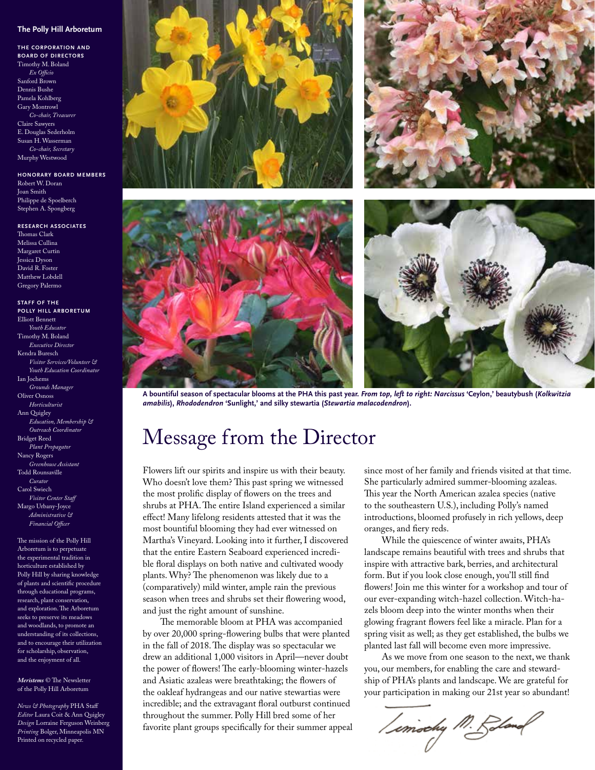## The Polly Hill Arboretum

**THE CORPORATION AND BOARD OF DIRECTORS**

Timothy M. Boland
*Ex Officio*
Sanford Brown
Dennis Bushe
Pamela Kohlberg
Gary Montrowl
*Co-chair, Treasurer*
Claire Sawyers
E. Douglas Sederholm
Susan H. Wasserman
*Co-chair, Secretary*
Murphy Westwood

**HONORARY BOARD MEMBERS**

Robert W. Doran
Joan Smith
Philippe de Spoelberch
Stephen A. Spongberg

**RESEARCH ASSOCIATES**

Thomas Clark
Melissa Cullina
Margaret Curtin
Jessica Dyson
David R. Foster
Matthew Lobdell
Gregory Palermo

**STAFF OF THE POLLY HILL ARBORETUM**

Elliott Bennett
*Youth Educator*
Timothy M. Boland
*Executive Director*
Kendra Buresch
*Visitor Services/Volunteer & Youth Education Coordinator*
Ian Jochems
*Grounds Manager*
Oliver Osnoss
*Horticulturist*
Ann Quigley
*Education, Membership & Outreach Coordinator*
Bridget Reed
*Plant Propagator*
Nancy Rogers
*Greenhouse Assistant*
Todd Rounsaville
*Curator*
Carol Swiech
*Visitor Center Staff*
Margo Urbany-Joyce
*Administrative & Financial Officer*

The mission of the Polly Hill Arboretum is to perpetuate the experimental tradition in horticulture established by Polly Hill by sharing knowledge of plants and scientific procedure through educational programs, research, plant conservation, and exploration. The Arboretum seeks to preserve its meadows and woodlands, to promote an understanding of its collections, and to encourage their utilization for scholarship, observation, and the enjoyment of all.

***Meristems*** © The Newsletter of the Polly Hill Arboretum

*News & Photography* PHA Staff
*Editor* Laura Coit & Ann Quigley
*Design* Lorraine Ferguson Weinberg
*Printing* Bolger, Minneapolis MN
Printed on recycled paper.

**A bountiful season of spectacular blooms at the PHA this past year. *From top, left to right: Narcissus* 'Ceylon,' beautybush (*Kolkwitzia amabilis*), *Rhododendron* 'Sunlight,' and silky stewartia (*Stewartia malacodendron*).**

# Message from the Director

Flowers lift our spirits and inspire us with their beauty. Who doesn't love them? This past spring we witnessed the most prolific display of flowers on the trees and shrubs at PHA. The entire Island experienced a similar effect! Many lifelong residents attested that it was the most bountiful blooming they had ever witnessed on Martha's Vineyard. Looking into it further, I discovered that the entire Eastern Seaboard experienced incredible floral displays on both native and cultivated woody plants. Why? The phenomenon was likely due to a (comparatively) mild winter, ample rain the previous season when trees and shrubs set their flowering wood, and just the right amount of sunshine.

The memorable bloom at PHA was accompanied by over 20,000 spring-flowering bulbs that were planted in the fall of 2018. The display was so spectacular we drew an additional 1,000 visitors in April—never doubt the power of flowers! The early-blooming winter-hazels and Asiatic azaleas were breathtaking; the flowers of the oakleaf hydrangeas and our native stewartias were incredible; and the extravagant floral outburst continued throughout the summer. Polly Hill bred some of her favorite plant groups specifically for their summer appeal since most of her family and friends visited at that time. She particularly admired summer-blooming azaleas. This year the North American azalea species (native to the southeastern U.S.), including Polly's named introductions, bloomed profusely in rich yellows, deep oranges, and fiery reds.

While the quiescence of winter awaits, PHA's landscape remains beautiful with trees and shrubs that inspire with attractive bark, berries, and architectural form. But if you look close enough, you'll still find flowers! Join me this winter for a workshop and tour of our ever-expanding witch-hazel collection. Witch-hazels bloom deep into the winter months when their glowing fragrant flowers feel like a miracle. Plan for a spring visit as well; as they get established, the bulbs we planted last fall will become even more impressive.

As we move from one season to the next, we thank you, our members, for enabling the care and stewardship of PHA's plants and landscape. We are grateful for your participation in making our 21st year so abundant!

Timothy M. Boland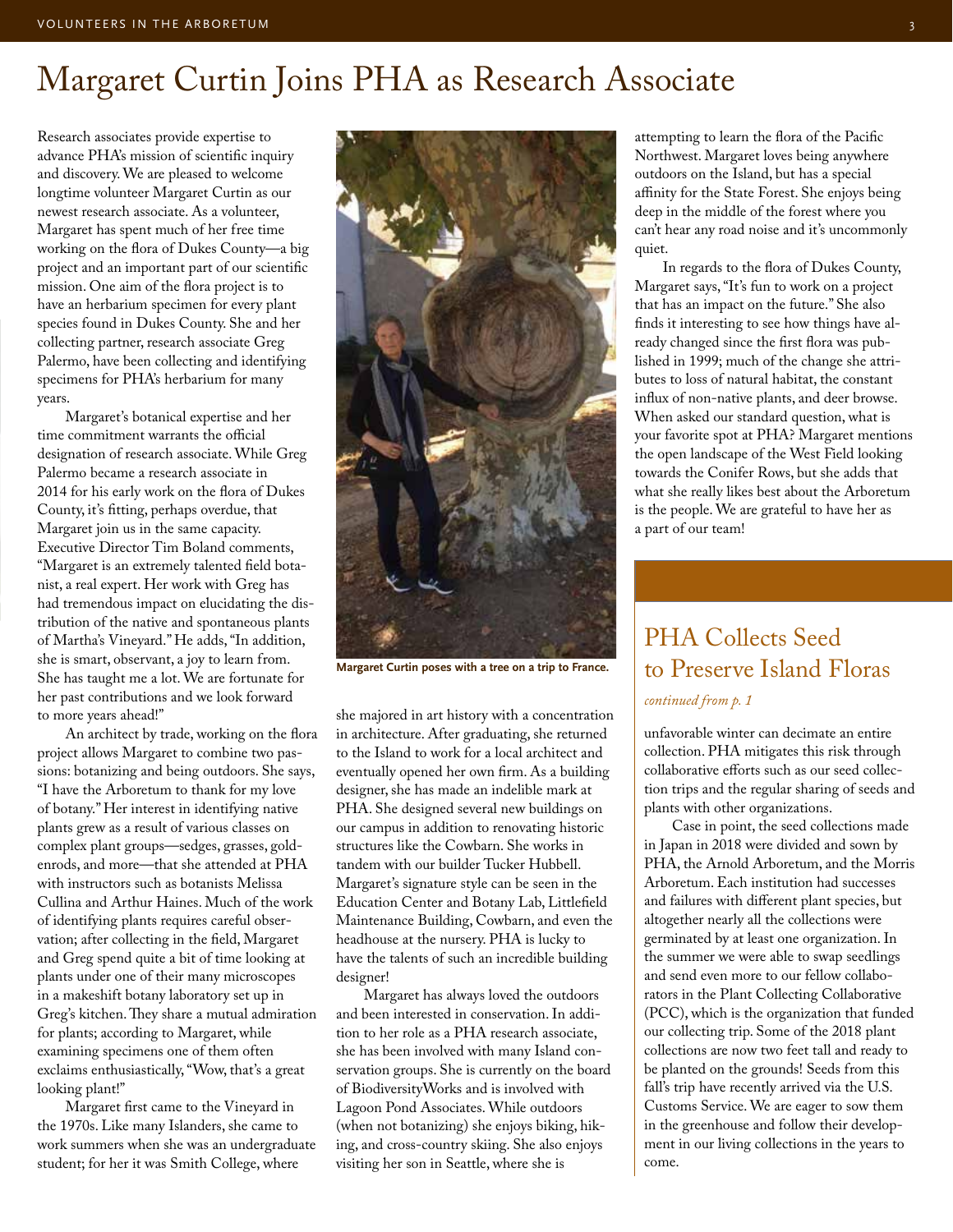# Margaret Curtin Joins PHA as Research Associate

Research associates provide expertise to advance PHA's mission of scientific inquiry and discovery. We are pleased to welcome longtime volunteer Margaret Curtin as our newest research associate. As a volunteer, Margaret has spent much of her free time working on the flora of Dukes County—a big project and an important part of our scientific mission. One aim of the flora project is to have an herbarium specimen for every plant species found in Dukes County. She and her collecting partner, research associate Greg Palermo, have been collecting and identifying specimens for PHA's herbarium for many years.

Margaret's botanical expertise and her time commitment warrants the official designation of research associate. While Greg Palermo became a research associate in 2014 for his early work on the flora of Dukes County, it's fitting, perhaps overdue, that Margaret join us in the same capacity. Executive Director Tim Boland comments, "Margaret is an extremely talented field botanist, a real expert. Her work with Greg has had tremendous impact on elucidating the distribution of the native and spontaneous plants of Martha's Vineyard." He adds, "In addition, she is smart, observant, a joy to learn from. She has taught me a lot. We are fortunate for her past contributions and we look forward to more years ahead!"

An architect by trade, working on the flora project allows Margaret to combine two passions: botanizing and being outdoors. She says, "I have the Arboretum to thank for my love of botany." Her interest in identifying native plants grew as a result of various classes on complex plant groups—sedges, grasses, goldenrods, and more—that she attended at PHA with instructors such as botanists Melissa Cullina and Arthur Haines. Much of the work of identifying plants requires careful observation; after collecting in the field, Margaret and Greg spend quite a bit of time looking at plants under one of their many microscopes in a makeshift botany laboratory set up in Greg's kitchen. They share a mutual admiration for plants; according to Margaret, while examining specimens one of them often exclaims enthusiastically, "Wow, that's a great looking plant!"

Margaret first came to the Vineyard in the 1970s. Like many Islanders, she came to work summers when she was an undergraduate student; for her it was Smith College, where she majored in art history with a concentration in architecture. After graduating, she returned to the Island to work for a local architect and eventually opened her own firm. As a building designer, she has made an indelible mark at PHA. She designed several new buildings on our campus in addition to renovating historic structures like the Cowbarn. She works in tandem with our builder Tucker Hubbell. Margaret's signature style can be seen in the Education Center and Botany Lab, Littlefield Maintenance Building, Cowbarn, and even the headhouse at the nursery. PHA is lucky to have the talents of such an incredible building designer!

**Margaret Curtin poses with a tree on a trip to France.**

Margaret has always loved the outdoors and been interested in conservation. In addition to her role as a PHA research associate, she has been involved with many Island conservation groups. She is currently on the board of BiodiversityWorks and is involved with Lagoon Pond Associates. While outdoors (when not botanizing) she enjoys biking, hiking, and cross-country skiing. She also enjoys visiting her son in Seattle, where she is attempting to learn the flora of the Pacific Northwest. Margaret loves being anywhere outdoors on the Island, but has a special affinity for the State Forest. She enjoys being deep in the middle of the forest where you can't hear any road noise and it's uncommonly quiet.

In regards to the flora of Dukes County, Margaret says, "It's fun to work on a project that has an impact on the future." She also finds it interesting to see how things have already changed since the first flora was published in 1999; much of the change she attributes to loss of natural habitat, the constant influx of non-native plants, and deer browse. When asked our standard question, what is your favorite spot at PHA? Margaret mentions the open landscape of the West Field looking towards the Conifer Rows, but she adds that what she really likes best about the Arboretum is the people. We are grateful to have her as a part of our team!

## PHA Collects Seed to Preserve Island Floras

*continued from p. 1*

unfavorable winter can decimate an entire collection. PHA mitigates this risk through collaborative efforts such as our seed collection trips and the regular sharing of seeds and plants with other organizations.

Case in point, the seed collections made in Japan in 2018 were divided and sown by PHA, the Arnold Arboretum, and the Morris Arboretum. Each institution had successes and failures with different plant species, but altogether nearly all the collections were germinated by at least one organization. In the summer we were able to swap seedlings and send even more to our fellow collaborators in the Plant Collecting Collaborative (PCC), which is the organization that funded our collecting trip. Some of the 2018 plant collections are now two feet tall and ready to be planted on the grounds! Seeds from this fall's trip have recently arrived via the U.S. Customs Service. We are eager to sow them in the greenhouse and follow their development in our living collections in the years to come.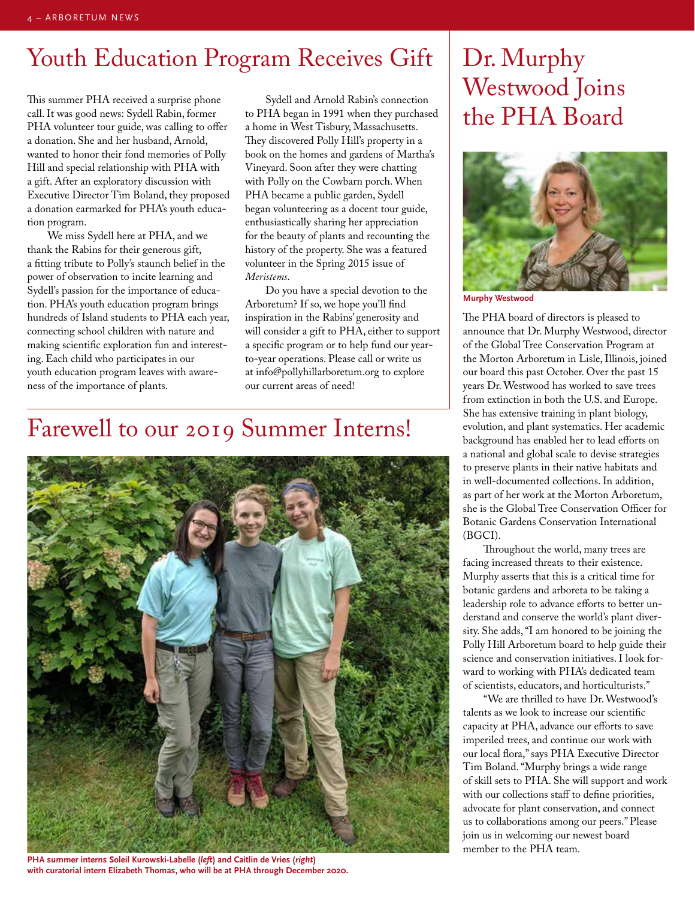# Youth Education Program Receives Gift

This summer PHA received a surprise phone call. It was good news: Sydell Rabin, former PHA volunteer tour guide, was calling to offer a donation. She and her husband, Arnold, wanted to honor their fond memories of Polly Hill and special relationship with PHA with a gift. After an exploratory discussion with Executive Director Tim Boland, they proposed a donation earmarked for PHA's youth education program.

We miss Sydell here at PHA, and we thank the Rabins for their generous gift, a fitting tribute to Polly's staunch belief in the power of observation to incite learning and Sydell's passion for the importance of education. PHA's youth education program brings hundreds of Island students to PHA each year, connecting school children with nature and making scientific exploration fun and interesting. Each child who participates in our youth education program leaves with awareness of the importance of plants.

Sydell and Arnold Rabin's connection to PHA began in 1991 when they purchased a home in West Tisbury, Massachusetts. They discovered Polly Hill's property in a book on the homes and gardens of Martha's Vineyard. Soon after they were chatting with Polly on the Cowbarn porch. When PHA became a public garden, Sydell began volunteering as a docent tour guide, enthusiastically sharing her appreciation for the beauty of plants and recounting the history of the property. She was a featured volunteer in the Spring 2015 issue of *Meristems*.

Do you have a special devotion to the Arboretum? If so, we hope you'll find inspiration in the Rabins' generosity and will consider a gift to PHA, either to support a specific program or to help fund our year-to-year operations. Please call or write us at info@pollyhillarboretum.org to explore our current areas of need!

# Farewell to our 2019 Summer Interns!

**PHA summer interns Soleil Kurowski-Labelle (*left*) and Caitlin de Vries (*right*) with curatorial intern Elizabeth Thomas, who will be at PHA through December 2020.**

# Dr. Murphy Westwood Joins the PHA Board

**Murphy Westwood**

The PHA board of directors is pleased to announce that Dr. Murphy Westwood, director of the Global Tree Conservation Program at the Morton Arboretum in Lisle, Illinois, joined our board this past October. Over the past 15 years Dr. Westwood has worked to save trees from extinction in both the U.S. and Europe. She has extensive training in plant biology, evolution, and plant systematics. Her academic background has enabled her to lead efforts on a national and global scale to devise strategies to preserve plants in their native habitats and in well-documented collections. In addition, as part of her work at the Morton Arboretum, she is the Global Tree Conservation Officer for Botanic Gardens Conservation International (BGCI).

Throughout the world, many trees are facing increased threats to their existence. Murphy asserts that this is a critical time for botanic gardens and arboreta to be taking a leadership role to advance efforts to better understand and conserve the world's plant diversity. She adds, "I am honored to be joining the Polly Hill Arboretum board to help guide their science and conservation initiatives. I look forward to working with PHA's dedicated team of scientists, educators, and horticulturists."

"We are thrilled to have Dr. Westwood's talents as we look to increase our scientific capacity at PHA, advance our efforts to save imperiled trees, and continue our work with our local flora," says PHA Executive Director Tim Boland. "Murphy brings a wide range of skill sets to PHA. She will support and work with our collections staff to define priorities, advocate for plant conservation, and connect us to collaborations among our peers." Please join us in welcoming our newest board member to the PHA team.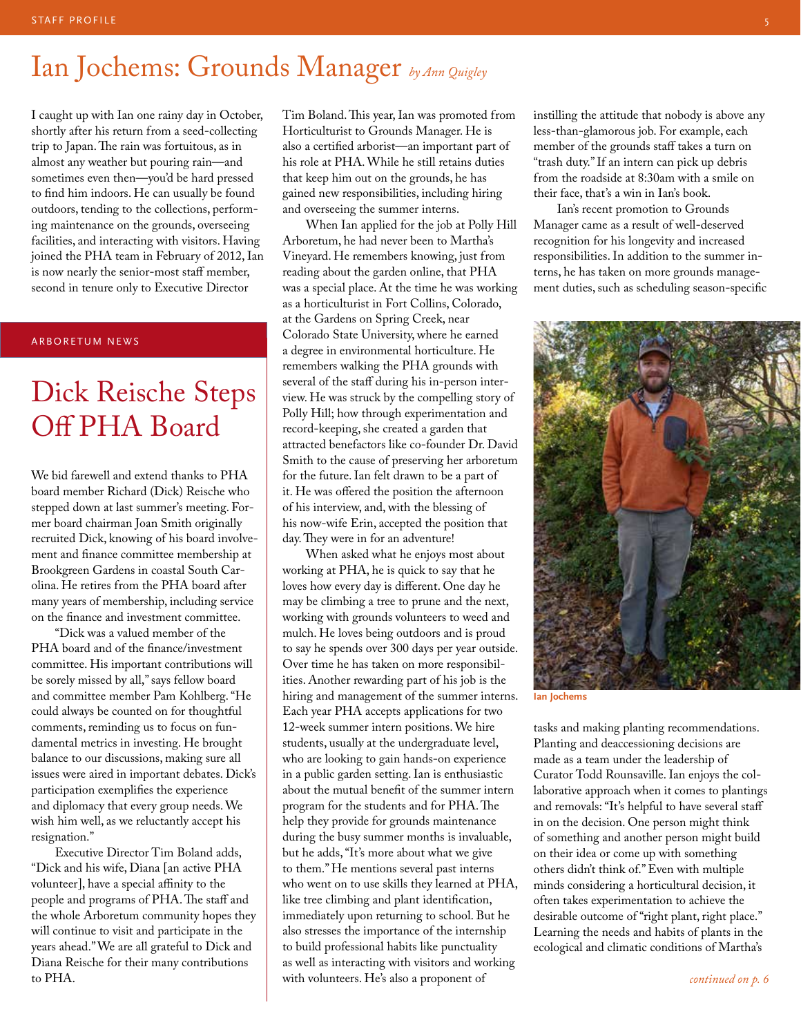# Ian Jochems: Grounds Manager *by Ann Quigley*

I caught up with Ian one rainy day in October, shortly after his return from a seed-collecting trip to Japan. The rain was fortuitous, as in almost any weather but pouring rain—and sometimes even then—you'd be hard pressed to find him indoors. He can usually be found outdoors, tending to the collections, performing maintenance on the grounds, overseeing facilities, and interacting with visitors. Having joined the PHA team in February of 2012, Ian is now nearly the senior-most staff member, second in tenure only to Executive Director Tim Boland. This year, Ian was promoted from Horticulturist to Grounds Manager. He is also a certified arborist—an important part of his role at PHA. While he still retains duties that keep him out on the grounds, he has gained new responsibilities, including hiring and overseeing the summer interns.

When Ian applied for the job at Polly Hill Arboretum, he had never been to Martha's Vineyard. He remembers knowing, just from reading about the garden online, that PHA was a special place. At the time he was working as a horticulturist in Fort Collins, Colorado, at the Gardens on Spring Creek, near Colorado State University, where he earned a degree in environmental horticulture. He remembers walking the PHA grounds with several of the staff during his in-person interview. He was struck by the compelling story of Polly Hill; how through experimentation and record-keeping, she created a garden that attracted benefactors like co-founder Dr. David Smith to the cause of preserving her arboretum for the future. Ian felt drawn to be a part of it. He was offered the position the afternoon of his interview, and, with the blessing of his now-wife Erin, accepted the position that day. They were in for an adventure!

When asked what he enjoys most about working at PHA, he is quick to say that he loves how every day is different. One day he may be climbing a tree to prune and the next, working with grounds volunteers to weed and mulch. He loves being outdoors and is proud to say he spends over 300 days per year outside. Over time he has taken on more responsibilities. Another rewarding part of his job is the hiring and management of the summer interns. Each year PHA accepts applications for two 12-week summer intern positions. We hire students, usually at the undergraduate level, who are looking to gain hands-on experience in a public garden setting. Ian is enthusiastic about the mutual benefit of the summer intern program for the students and for PHA. The help they provide for grounds maintenance during the busy summer months is invaluable, but he adds, "It's more about what we give to them." He mentions several past interns who went on to use skills they learned at PHA, like tree climbing and plant identification, immediately upon returning to school. But he also stresses the importance of the internship to build professional habits like punctuality as well as interacting with visitors and working with volunteers. He's also a proponent of instilling the attitude that nobody is above any less-than-glamorous job. For example, each member of the grounds staff takes a turn on "trash duty." If an intern can pick up debris from the roadside at 8:30am with a smile on their face, that's a win in Ian's book.

Ian's recent promotion to Grounds Manager came as a result of well-deserved recognition for his longevity and increased responsibilities. In addition to the summer interns, he has taken on more grounds management duties, such as scheduling season-specific tasks and making planting recommendations. Planting and deaccessioning decisions are made as a team under the leadership of Curator Todd Rounsaville. Ian enjoys the collaborative approach when it comes to plantings and removals: "It's helpful to have several staff in on the decision. One person might think of something and another person might build on their idea or come up with something others didn't think of." Even with multiple minds considering a horticultural decision, it often takes experimentation to achieve the desirable outcome of "right plant, right place." Learning the needs and habits of plants in the ecological and climatic conditions of Martha's

*continued on p. 6*

**Ian Jochems**

ARBORETUM NEWS

# Dick Reische Steps Off PHA Board

We bid farewell and extend thanks to PHA board member Richard (Dick) Reische who stepped down at last summer's meeting. Former board chairman Joan Smith originally recruited Dick, knowing of his board involvement and finance committee membership at Brookgreen Gardens in coastal South Carolina. He retires from the PHA board after many years of membership, including service on the finance and investment committee.

"Dick was a valued member of the PHA board and of the finance/investment committee. His important contributions will be sorely missed by all," says fellow board and committee member Pam Kohlberg. "He could always be counted on for thoughtful comments, reminding us to focus on fundamental metrics in investing. He brought balance to our discussions, making sure all issues were aired in important debates. Dick's participation exemplifies the experience and diplomacy that every group needs. We wish him well, as we reluctantly accept his resignation."

Executive Director Tim Boland adds, "Dick and his wife, Diana [an active PHA volunteer], have a special affinity to the people and programs of PHA. The staff and the whole Arboretum community hopes they will continue to visit and participate in the years ahead." We are all grateful to Dick and Diana Reische for their many contributions to PHA.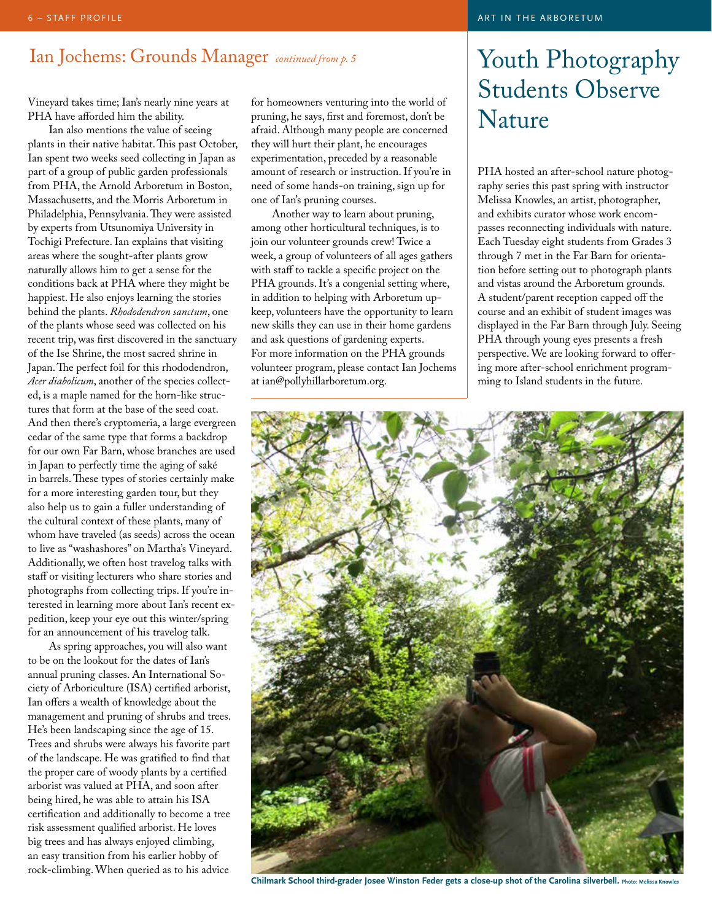## Ian Jochems: Grounds Manager *continued from p. 5*

Vineyard takes time; Ian's nearly nine years at PHA have afforded him the ability.

Ian also mentions the value of seeing plants in their native habitat. This past October, Ian spent two weeks seed collecting in Japan as part of a group of public garden professionals from PHA, the Arnold Arboretum in Boston, Massachusetts, and the Morris Arboretum in Philadelphia, Pennsylvania. They were assisted by experts from Utsunomiya University in Tochigi Prefecture. Ian explains that visiting areas where the sought-after plants grow naturally allows him to get a sense for the conditions back at PHA where they might be happiest. He also enjoys learning the stories behind the plants. *Rhododendron sanctum*, one of the plants whose seed was collected on his recent trip, was first discovered in the sanctuary of the Ise Shrine, the most sacred shrine in Japan. The perfect foil for this rhododendron, *Acer diabolicum*, another of the species collected, is a maple named for the horn-like structures that form at the base of the seed coat. And then there's cryptomeria, a large evergreen cedar of the same type that forms a backdrop for our own Far Barn, whose branches are used in Japan to perfectly time the aging of saké in barrels. These types of stories certainly make for a more interesting garden tour, but they also help us to gain a fuller understanding of the cultural context of these plants, many of whom have traveled (as seeds) across the ocean to live as "washashores" on Martha's Vineyard. Additionally, we often host travelog talks with staff or visiting lecturers who share stories and photographs from collecting trips. If you're interested in learning more about Ian's recent expedition, keep your eye out this winter/spring for an announcement of his travelog talk.

As spring approaches, you will also want to be on the lookout for the dates of Ian's annual pruning classes. An International Society of Arboriculture (ISA) certified arborist, Ian offers a wealth of knowledge about the management and pruning of shrubs and trees. He's been landscaping since the age of 15. Trees and shrubs were always his favorite part of the landscape. He was gratified to find that the proper care of woody plants by a certified arborist was valued at PHA, and soon after being hired, he was able to attain his ISA certification and additionally to become a tree risk assessment qualified arborist. He loves big trees and has always enjoyed climbing, an easy transition from his earlier hobby of rock-climbing. When queried as to his advice for homeowners venturing into the world of pruning, he says, first and foremost, don't be afraid. Although many people are concerned they will hurt their plant, he encourages experimentation, preceded by a reasonable amount of research or instruction. If you're in need of some hands-on training, sign up for one of Ian's pruning courses.

Another way to learn about pruning, among other horticultural techniques, is to join our volunteer grounds crew! Twice a week, a group of volunteers of all ages gathers with staff to tackle a specific project on the PHA grounds. It's a congenial setting where, in addition to helping with Arboretum upkeep, volunteers have the opportunity to learn new skills they can use in their home gardens and ask questions of gardening experts. For more information on the PHA grounds volunteer program, please contact Ian Jochems at ian@pollyhillarboretum.org.

# Youth Photography Students Observe Nature

PHA hosted an after-school nature photography series this past spring with instructor Melissa Knowles, an artist, photographer, and exhibits curator whose work encompasses reconnecting individuals with nature. Each Tuesday eight students from Grades 3 through 7 met in the Far Barn for orientation before setting out to photograph plants and vistas around the Arboretum grounds. A student/parent reception capped off the course and an exhibit of student images was displayed in the Far Barn through July. Seeing PHA through young eyes presents a fresh perspective. We are looking forward to offering more after-school enrichment programming to Island students in the future.

**Chilmark School third-grader Josee Winston Feder gets a close-up shot of the Carolina silverbell.** Photo: Melissa Knowles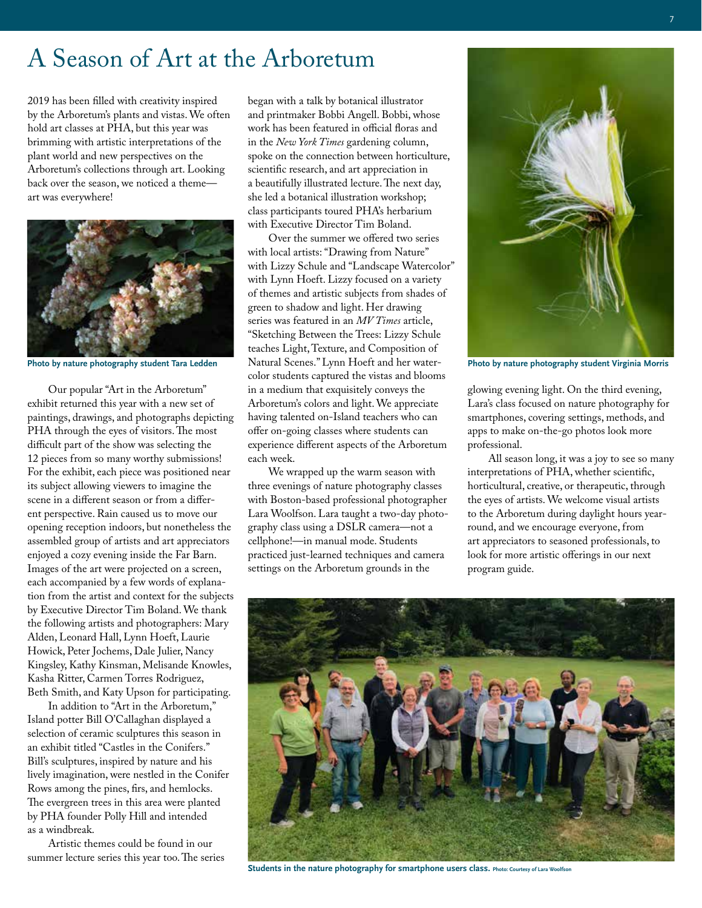# A Season of Art at the Arboretum

2019 has been filled with creativity inspired by the Arboretum's plants and vistas. We often hold art classes at PHA, but this year was brimming with artistic interpretations of the plant world and new perspectives on the Arboretum's collections through art. Looking back over the season, we noticed a theme—art was everywhere!

**Photo by nature photography student Tara Ledden**

Our popular "Art in the Arboretum" exhibit returned this year with a new set of paintings, drawings, and photographs depicting PHA through the eyes of visitors. The most difficult part of the show was selecting the 12 pieces from so many worthy submissions! For the exhibit, each piece was positioned near its subject allowing viewers to imagine the scene in a different season or from a different perspective. Rain caused us to move our opening reception indoors, but nonetheless the assembled group of artists and art appreciators enjoyed a cozy evening inside the Far Barn. Images of the art were projected on a screen, each accompanied by a few words of explanation from the artist and context for the subjects by Executive Director Tim Boland. We thank the following artists and photographers: Mary Alden, Leonard Hall, Lynn Hoeft, Laurie Howick, Peter Jochems, Dale Julier, Nancy Kingsley, Kathy Kinsman, Melisande Knowles, Kasha Ritter, Carmen Torres Rodriguez, Beth Smith, and Katy Upson for participating.

In addition to "Art in the Arboretum," Island potter Bill O'Callaghan displayed a selection of ceramic sculptures this season in an exhibit titled "Castles in the Conifers." Bill's sculptures, inspired by nature and his lively imagination, were nestled in the Conifer Rows among the pines, firs, and hemlocks. The evergreen trees in this area were planted by PHA founder Polly Hill and intended as a windbreak.

Artistic themes could be found in our summer lecture series this year too. The series began with a talk by botanical illustrator and printmaker Bobbi Angell. Bobbi, whose work has been featured in official floras and in the *New York Times* gardening column, spoke on the connection between horticulture, scientific research, and art appreciation in a beautifully illustrated lecture. The next day, she led a botanical illustration workshop; class participants toured PHA's herbarium with Executive Director Tim Boland.

Over the summer we offered two series with local artists: "Drawing from Nature" with Lizzy Schule and "Landscape Watercolor" with Lynn Hoeft. Lizzy focused on a variety of themes and artistic subjects from shades of green to shadow and light. Her drawing series was featured in an *MV Times* article, "Sketching Between the Trees: Lizzy Schule teaches Light, Texture, and Composition of Natural Scenes." Lynn Hoeft and her watercolor students captured the vistas and blooms in a medium that exquisitely conveys the Arboretum's colors and light. We appreciate having talented on-Island teachers who can offer on-going classes where students can experience different aspects of the Arboretum each week.

We wrapped up the warm season with three evenings of nature photography classes with Boston-based professional photographer Lara Woolfson. Lara taught a two-day photography class using a DSLR camera—not a cellphone!—in manual mode. Students practiced just-learned techniques and camera settings on the Arboretum grounds in the glowing evening light. On the third evening, Lara's class focused on nature photography for smartphones, covering settings, methods, and apps to make on-the-go photos look more professional.

**Photo by nature photography student Virginia Morris**

All season long, it was a joy to see so many interpretations of PHA, whether scientific, horticultural, creative, or therapeutic, through the eyes of artists. We welcome visual artists to the Arboretum during daylight hours year-round, and we encourage everyone, from art appreciators to seasoned professionals, to look for more artistic offerings in our next program guide.

**Students in the nature photography for smartphone users class.** Photo: Courtesy of Lara Woolfson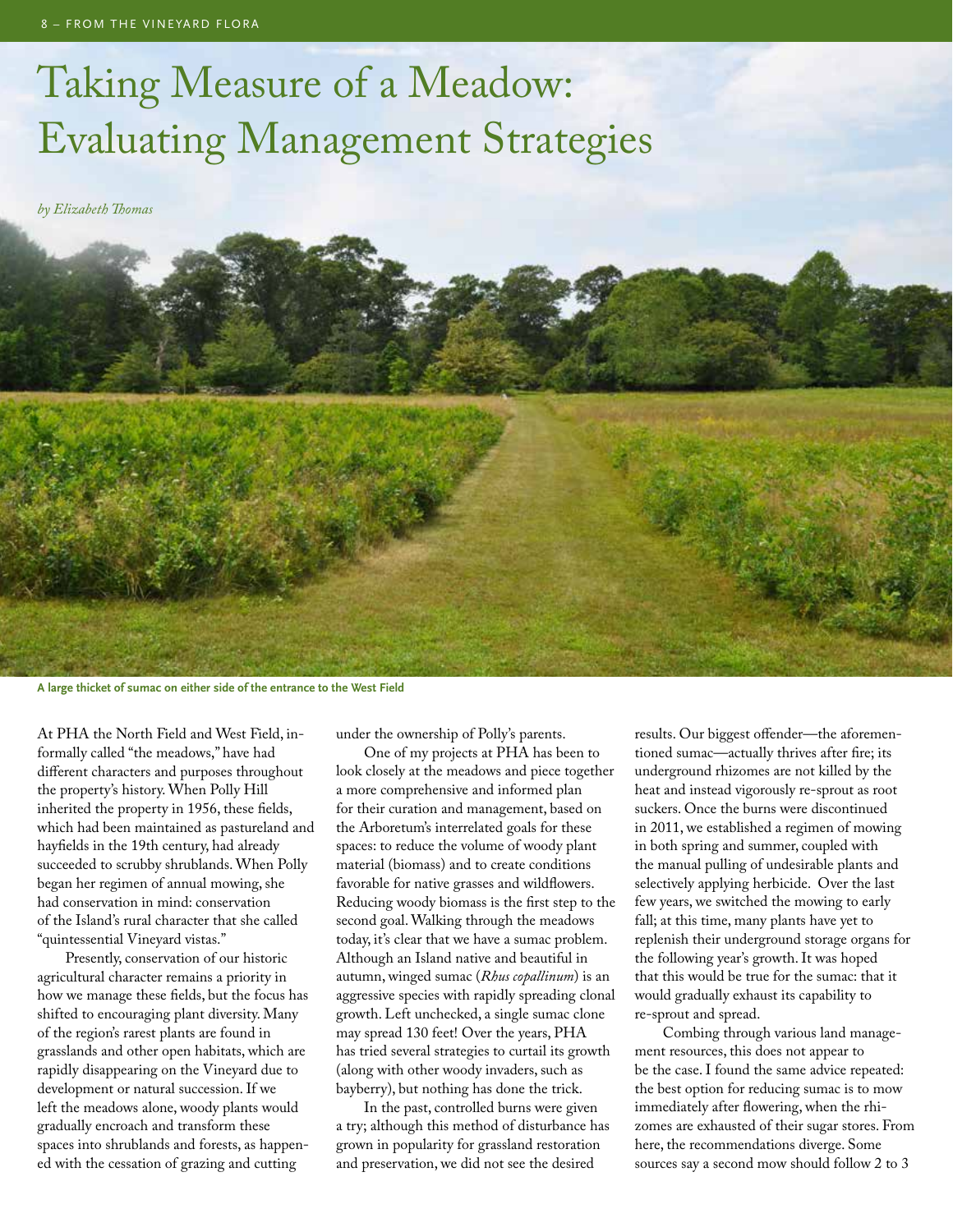# Taking Measure of a Meadow: Evaluating Management Strategies

*by Elizabeth Thomas*

**A large thicket of sumac on either side of the entrance to the West Field**

At PHA the North Field and West Field, informally called "the meadows," have had different characters and purposes throughout the property's history. When Polly Hill inherited the property in 1956, these fields, which had been maintained as pastureland and hayfields in the 19th century, had already succeeded to scrubby shrublands. When Polly began her regimen of annual mowing, she had conservation in mind: conservation of the Island's rural character that she called "quintessential Vineyard vistas."

Presently, conservation of our historic agricultural character remains a priority in how we manage these fields, but the focus has shifted to encouraging plant diversity. Many of the region's rarest plants are found in grasslands and other open habitats, which are rapidly disappearing on the Vineyard due to development or natural succession. If we left the meadows alone, woody plants would gradually encroach and transform these spaces into shrublands and forests, as happened with the cessation of grazing and cutting under the ownership of Polly's parents.

One of my projects at PHA has been to look closely at the meadows and piece together a more comprehensive and informed plan for their curation and management, based on the Arboretum's interrelated goals for these spaces: to reduce the volume of woody plant material (biomass) and to create conditions favorable for native grasses and wildflowers. Reducing woody biomass is the first step to the second goal. Walking through the meadows today, it's clear that we have a sumac problem. Although an Island native and beautiful in autumn, winged sumac (*Rhus copallinum*) is an aggressive species with rapidly spreading clonal growth. Left unchecked, a single sumac clone may spread 130 feet! Over the years, PHA has tried several strategies to curtail its growth (along with other woody invaders, such as bayberry), but nothing has done the trick.

In the past, controlled burns were given a try; although this method of disturbance has grown in popularity for grassland restoration and preservation, we did not see the desired results. Our biggest offender—the aforementioned sumac—actually thrives after fire; its underground rhizomes are not killed by the heat and instead vigorously re-sprout as root suckers. Once the burns were discontinued in 2011, we established a regimen of mowing in both spring and summer, coupled with the manual pulling of undesirable plants and selectively applying herbicide. Over the last few years, we switched the mowing to early fall; at this time, many plants have yet to replenish their underground storage organs for the following year's growth. It was hoped that this would be true for the sumac: that it would gradually exhaust its capability to re-sprout and spread.

Combing through various land management resources, this does not appear to be the case. I found the same advice repeated: the best option for reducing sumac is to mow immediately after flowering, when the rhizomes are exhausted of their sugar stores. From here, the recommendations diverge. Some sources say a second mow should follow 2 to 3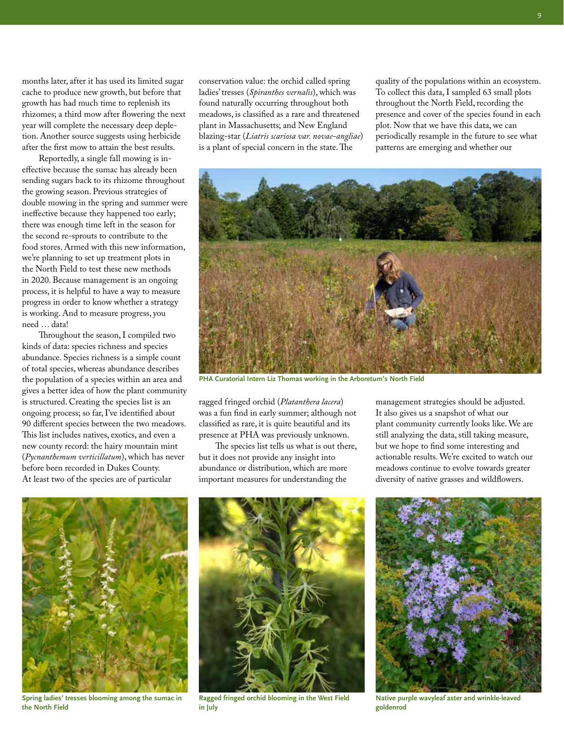months later, after it has used its limited sugar cache to produce new growth, but before that growth has had much time to replenish its rhizomes; a third mow after flowering the next year will complete the necessary deep depletion. Another source suggests using herbicide after the first mow to attain the best results.

Reportedly, a single fall mowing is ineffective because the sumac has already been sending sugars back to its rhizome throughout the growing season. Previous strategies of double mowing in the spring and summer were ineffective because they happened too early; there was enough time left in the season for the second re-sprouts to contribute to the food stores. Armed with this new information, we're planning to set up treatment plots in the North Field to test these new methods in 2020. Because management is an ongoing process, it is helpful to have a way to measure progress in order to know whether a strategy is working. And to measure progress, you need … data!

Throughout the season, I compiled two kinds of data: species richness and species abundance. Species richness is a simple count of total species, whereas abundance describes the population of a species within an area and gives a better idea of how the plant community is structured. Creating the species list is an ongoing process; so far, I've identified about 90 different species between the two meadows. This list includes natives, exotics, and even a new county record: the hairy mountain mint (*Pycnanthemum verticillatum*), which has never before been recorded in Dukes County. At least two of the species are of particular conservation value: the orchid called spring ladies' tresses (*Spiranthes vernalis*), which was found naturally occurring throughout both meadows, is classified as a rare and threatened plant in Massachusetts; and New England blazing-star (*Liatris scariosa var. novae-angliae*) is a plant of special concern in the state. The ragged fringed orchid (*Platanthera lacera*) was a fun find in early summer; although not classified as rare, it is quite beautiful and its presence at PHA was previously unknown.

The species list tells us what is out there, but it does not provide any insight into abundance or distribution, which are more important measures for understanding the quality of the populations within an ecosystem. To collect this data, I sampled 63 small plots throughout the North Field, recording the presence and cover of the species found in each plot. Now that we have this data, we can periodically resample in the future to see what patterns are emerging and whether our management strategies should be adjusted. It also gives us a snapshot of what our plant community currently looks like. We are still analyzing the data, still taking measure, but we hope to find some interesting and actionable results. We're excited to watch our meadows continue to evolve towards greater diversity of native grasses and wildflowers.

**PHA Curatorial Intern Liz Thomas working in the Arboretum's North Field**

**Spring ladies' tresses blooming among the sumac in the North Field**

**Ragged fringed orchid blooming in the West Field in July**

**Native purple wavyleaf aster and wrinkle-leaved goldenrod**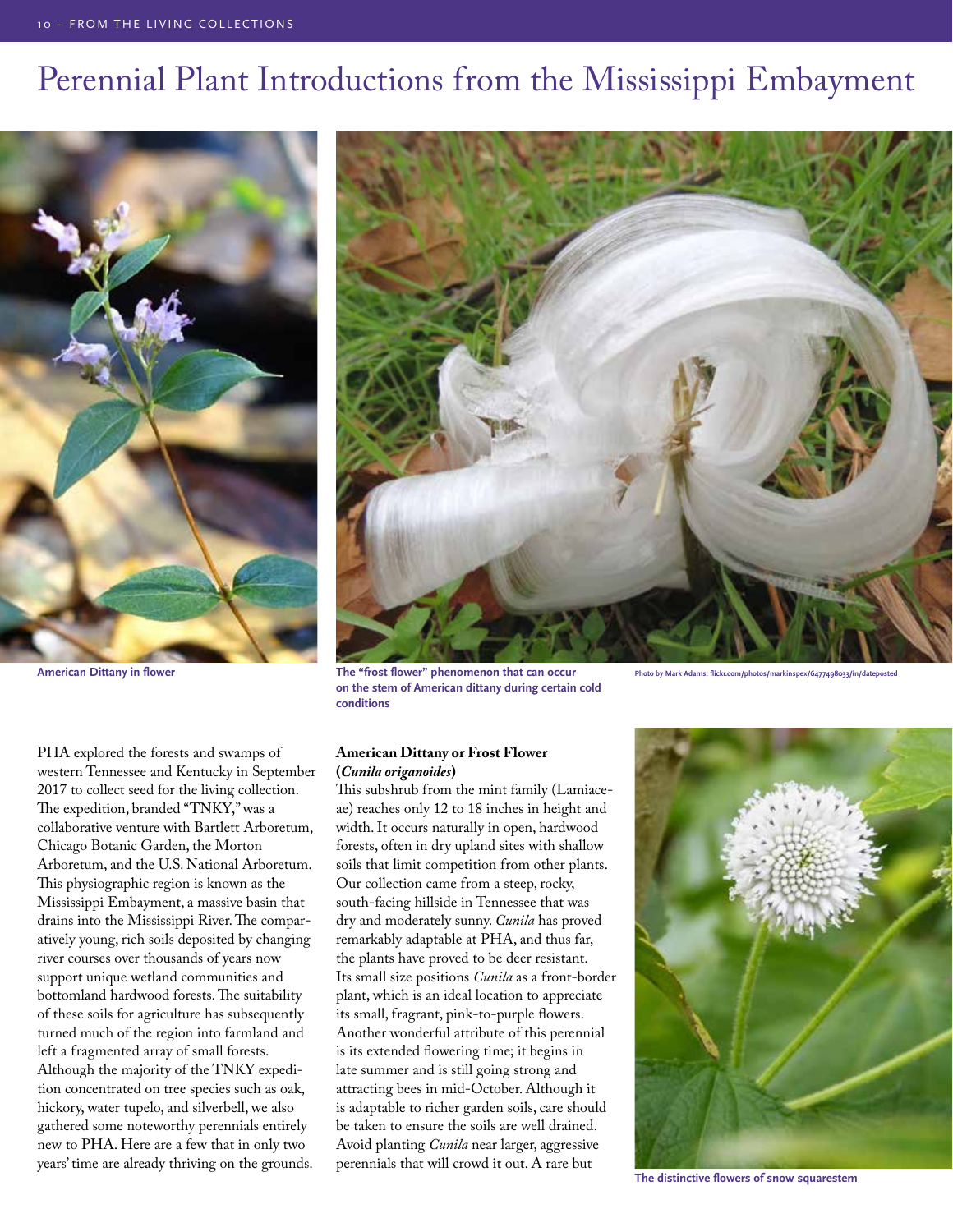# Perennial Plant Introductions from the Mississippi Embayment

American Dittany in flower

The "frost flower" phenomenon that can occur on the stem of American dittany during certain cold conditions

Photo by Mark Adams: flickr.com/photos/markinspex/6477498033/in/dateposted

PHA explored the forests and swamps of western Tennessee and Kentucky in September 2017 to collect seed for the living collection. The expedition, branded "TNKY," was a collaborative venture with Bartlett Arboretum, Chicago Botanic Garden, the Morton Arboretum, and the U.S. National Arboretum. This physiographic region is known as the Mississippi Embayment, a massive basin that drains into the Mississippi River. The comparatively young, rich soils deposited by changing river courses over thousands of years now support unique wetland communities and bottomland hardwood forests. The suitability of these soils for agriculture has subsequently turned much of the region into farmland and left a fragmented array of small forests. Although the majority of the TNKY expedition concentrated on tree species such as oak, hickory, water tupelo, and silverbell, we also gathered some noteworthy perennials entirely new to PHA. Here are a few that in only two years' time are already thriving on the grounds.

### American Dittany or Frost Flower (*Cunila origanoides*)

This subshrub from the mint family (Lamiaceae) reaches only 12 to 18 inches in height and width. It occurs naturally in open, hardwood forests, often in dry upland sites with shallow soils that limit competition from other plants. Our collection came from a steep, rocky, south-facing hillside in Tennessee that was dry and moderately sunny. *Cunila* has proved remarkably adaptable at PHA, and thus far, the plants have proved to be deer resistant. Its small size positions *Cunila* as a front-border plant, which is an ideal location to appreciate its small, fragrant, pink-to-purple flowers. Another wonderful attribute of this perennial is its extended flowering time; it begins in late summer and is still going strong and attracting bees in mid-October. Although it is adaptable to richer garden soils, care should be taken to ensure the soils are well drained. Avoid planting *Cunila* near larger, aggressive perennials that will crowd it out. A rare but

The distinctive flowers of snow squarestem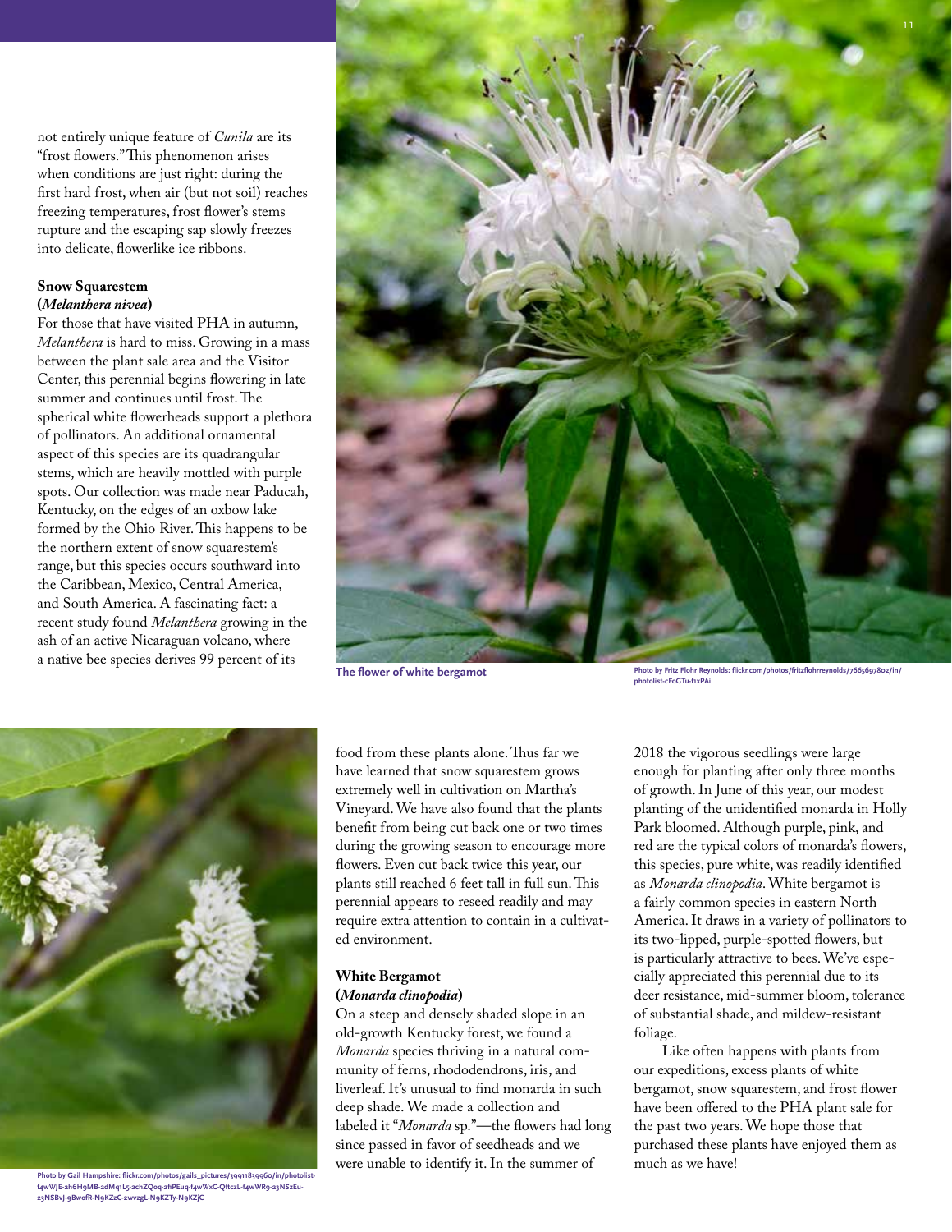not entirely unique feature of *Cunila* are its "frost flowers." This phenomenon arises when conditions are just right: during the first hard frost, when air (but not soil) reaches freezing temperatures, frost flower's stems rupture and the escaping sap slowly freezes into delicate, flowerlike ice ribbons.

### Snow Squarestem (*Melanthera nivea*)

For those that have visited PHA in autumn, *Melanthera* is hard to miss. Growing in a mass between the plant sale area and the Visitor Center, this perennial begins flowering in late summer and continues until frost. The spherical white flowerheads support a plethora of pollinators. An additional ornamental aspect of this species are its quadrangular stems, which are heavily mottled with purple spots. Our collection was made near Paducah, Kentucky, on the edges of an oxbow lake formed by the Ohio River. This happens to be the northern extent of snow squarestem's range, but this species occurs southward into the Caribbean, Mexico, Central America, and South America. A fascinating fact: a recent study found *Melanthera* growing in the ash of an active Nicaraguan volcano, where a native bee species derives 99 percent of its food from these plants alone. Thus far we have learned that snow squarestem grows extremely well in cultivation on Martha's Vineyard. We have also found that the plants benefit from being cut back one or two times during the growing season to encourage more flowers. Even cut back twice this year, our plants still reached 6 feet tall in full sun. This perennial appears to reseed readily and may require extra attention to contain in a cultivated environment.

**The flower of white bergamot**

Photo by Fritz Flohr Reynolds: flickr.com/photos/fritzflohrreynolds/7665697802/in/photolist-cFoGTu-f1xPAi

Photo by Gail Hampshire: flickr.com/photos/gails_pictures/39911839960/in/photolist-f4wWJE-2h6H9MB-2dMq1L5-2chZQoq-2fiPEuq-f4wWxC-QftczL-f4wWR9-23NSzEu-23NSBvJ-9BwofR-N9KZzC-2wvzgL-N9KZTy-N9KZjC

### White Bergamot (*Monarda clinopodia*)

On a steep and densely shaded slope in an old-growth Kentucky forest, we found a *Monarda* species thriving in a natural community of ferns, rhododendrons, iris, and liverleaf. It's unusual to find monarda in such deep shade. We made a collection and labeled it "*Monarda* sp."—the flowers had long since passed in favor of seedheads and we were unable to identify it. In the summer of 2018 the vigorous seedlings were large enough for planting after only three months of growth. In June of this year, our modest planting of the unidentified monarda in Holly Park bloomed. Although purple, pink, and red are the typical colors of monarda's flowers, this species, pure white, was readily identified as *Monarda clinopodia*. White bergamot is a fairly common species in eastern North America. It draws in a variety of pollinators to its two-lipped, purple-spotted flowers, but is particularly attractive to bees. We've especially appreciated this perennial due to its deer resistance, mid-summer bloom, tolerance of substantial shade, and mildew-resistant foliage.

Like often happens with plants from our expeditions, excess plants of white bergamot, snow squarestem, and frost flower have been offered to the PHA plant sale for the past two years. We hope those that purchased these plants have enjoyed them as much as we have!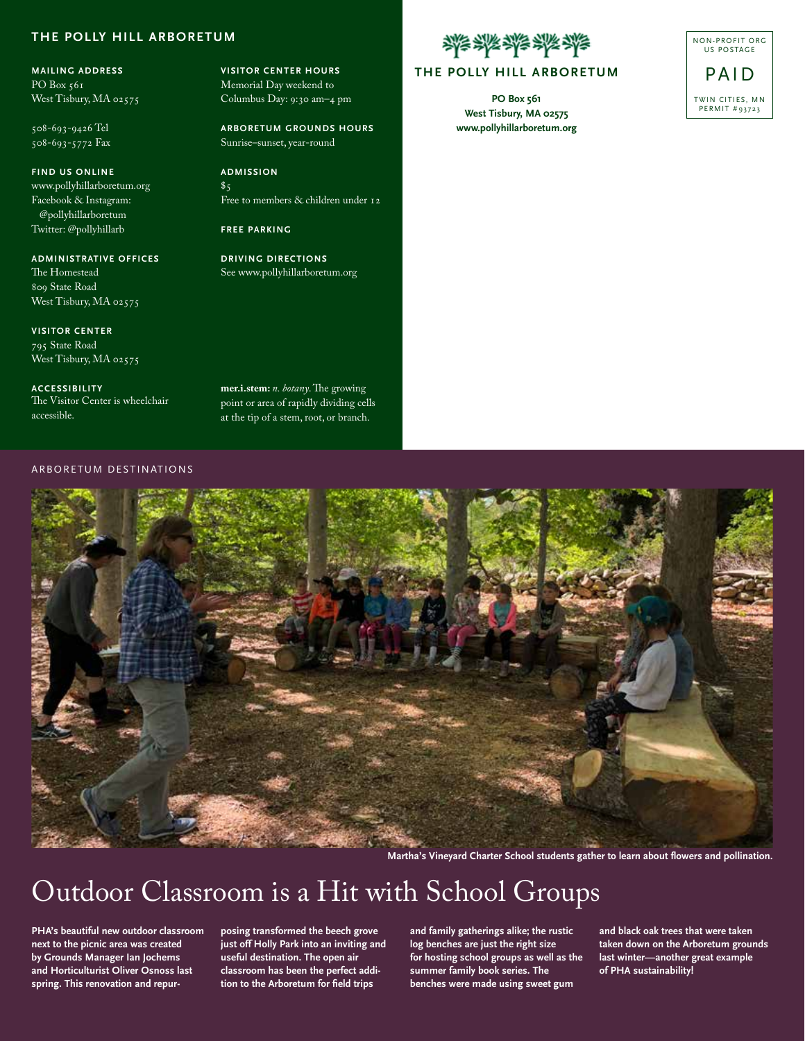## THE POLLY HILL ARBORETUM

**MAILING ADDRESS**
PO Box 561
West Tisbury, MA 02575

508-693-9426 Tel
508-693-5772 Fax

**FIND US ONLINE**
www.pollyhillarboretum.org
Facebook & Instagram: @pollyhillarboretum
Twitter: @pollyhillarb

**ADMINISTRATIVE OFFICES**
The Homestead
809 State Road
West Tisbury, MA 02575

**VISITOR CENTER**
795 State Road
West Tisbury, MA 02575

**ACCESSIBILITY**
The Visitor Center is wheelchair accessible.

**VISITOR CENTER HOURS**
Memorial Day weekend to Columbus Day: 9:30 am–4 pm

**ARBORETUM GROUNDS HOURS**
Sunrise–sunset, year-round

**ADMISSION**
$5
Free to members & children under 12

**FREE PARKING**

**DRIVING DIRECTIONS**
See www.pollyhillarboretum.org

**mer.i.stem:** *n. botany.* The growing point or area of rapidly dividing cells at the tip of a stem, root, or branch.

THE POLLY HILL ARBORETUM

**PO Box 561**
**West Tisbury, MA 02575**
**www.pollyhillarboretum.org**

NON-PROFIT ORG
US POSTAGE
PAID
TWIN CITIES, MN
PERMIT #93723

ARBORETUM DESTINATIONS

Martha's Vineyard Charter School students gather to learn about flowers and pollination.

# Outdoor Classroom is a Hit with School Groups

**PHA's beautiful new outdoor classroom next to the picnic area was created by Grounds Manager Ian Jochems and Horticulturist Oliver Osnoss last spring. This renovation and repurposing transformed the beech grove just off Holly Park into an inviting and useful destination. The open air classroom has been the perfect addition to the Arboretum for field trips and family gatherings alike; the rustic log benches are just the right size for hosting school groups as well as the summer family book series. The benches were made using sweet gum and black oak trees that were taken taken down on the Arboretum grounds last winter—another great example of PHA sustainability!**